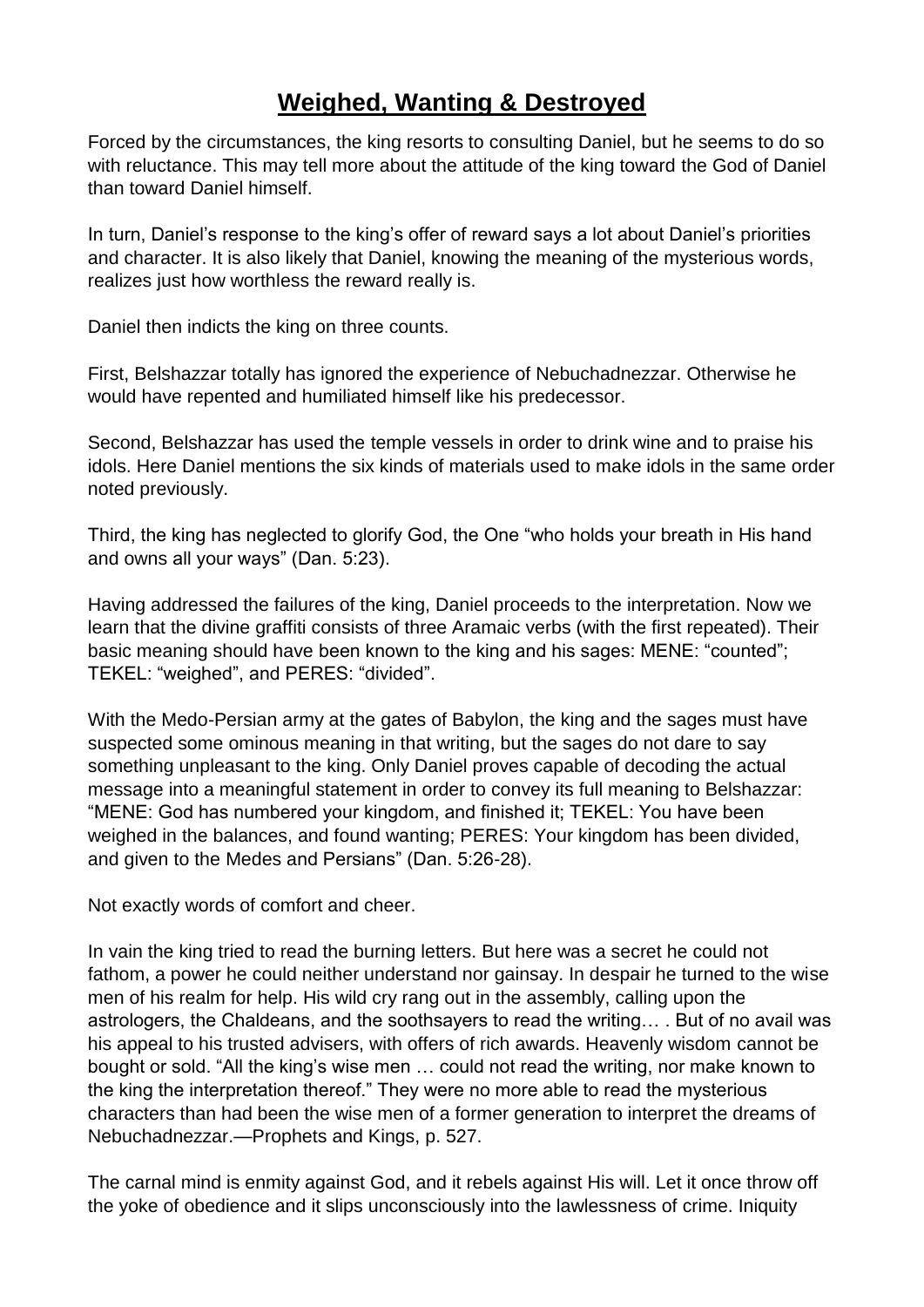# **Weighed, Wanting & Destroyed**

Forced by the circumstances, the king resorts to consulting Daniel, but he seems to do so with reluctance. This may tell more about the attitude of the king toward the God of Daniel than toward Daniel himself.

In turn, Daniel's response to the king's offer of reward says a lot about Daniel's priorities and character. It is also likely that Daniel, knowing the meaning of the mysterious words, realizes just how worthless the reward really is.

Daniel then indicts the king on three counts.

First, Belshazzar totally has ignored the experience of Nebuchadnezzar. Otherwise he would have repented and humiliated himself like his predecessor.

Second, Belshazzar has used the temple vessels in order to drink wine and to praise his idols. Here Daniel mentions the six kinds of materials used to make idols in the same order noted previously.

Third, the king has neglected to glorify God, the One "who holds your breath in His hand and owns all your ways" (Dan. 5:23).

Having addressed the failures of the king, Daniel proceeds to the interpretation. Now we learn that the divine graffiti consists of three Aramaic verbs (with the first repeated). Their basic meaning should have been known to the king and his sages: MENE: "counted"; TEKEL: "weighed", and PERES: "divided".

With the Medo-Persian army at the gates of Babylon, the king and the sages must have suspected some ominous meaning in that writing, but the sages do not dare to say something unpleasant to the king. Only Daniel proves capable of decoding the actual message into a meaningful statement in order to convey its full meaning to Belshazzar: "MENE: God has numbered your kingdom, and finished it; TEKEL: You have been weighed in the balances, and found wanting; PERES: Your kingdom has been divided, and given to the Medes and Persians" (Dan. 5:26-28).

Not exactly words of comfort and cheer.

In vain the king tried to read the burning letters. But here was a secret he could not fathom, a power he could neither understand nor gainsay. In despair he turned to the wise men of his realm for help. His wild cry rang out in the assembly, calling upon the astrologers, the Chaldeans, and the soothsayers to read the writing… . But of no avail was his appeal to his trusted advisers, with offers of rich awards. Heavenly wisdom cannot be bought or sold. "All the king's wise men … could not read the writing, nor make known to the king the interpretation thereof." They were no more able to read the mysterious characters than had been the wise men of a former generation to interpret the dreams of Nebuchadnezzar.—Prophets and Kings, p. 527.

The carnal mind is enmity against God, and it rebels against His will. Let it once throw off the yoke of obedience and it slips unconsciously into the lawlessness of crime. Iniquity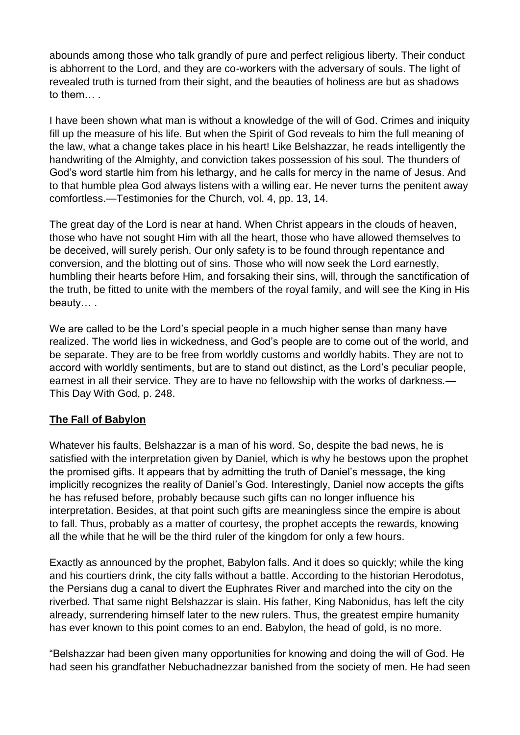abounds among those who talk grandly of pure and perfect religious liberty. Their conduct is abhorrent to the Lord, and they are co-workers with the adversary of souls. The light of revealed truth is turned from their sight, and the beauties of holiness are but as shadows to them… .

I have been shown what man is without a knowledge of the will of God. Crimes and iniquity fill up the measure of his life. But when the Spirit of God reveals to him the full meaning of the law, what a change takes place in his heart! Like Belshazzar, he reads intelligently the handwriting of the Almighty, and conviction takes possession of his soul. The thunders of God's word startle him from his lethargy, and he calls for mercy in the name of Jesus. And to that humble plea God always listens with a willing ear. He never turns the penitent away comfortless.—Testimonies for the Church, vol. 4, pp. 13, 14.

The great day of the Lord is near at hand. When Christ appears in the clouds of heaven, those who have not sought Him with all the heart, those who have allowed themselves to be deceived, will surely perish. Our only safety is to be found through repentance and conversion, and the blotting out of sins. Those who will now seek the Lord earnestly, humbling their hearts before Him, and forsaking their sins, will, through the sanctification of the truth, be fitted to unite with the members of the royal family, and will see the King in His beauty… .

We are called to be the Lord's special people in a much higher sense than many have realized. The world lies in wickedness, and God's people are to come out of the world, and be separate. They are to be free from worldly customs and worldly habits. They are not to accord with worldly sentiments, but are to stand out distinct, as the Lord's peculiar people, earnest in all their service. They are to have no fellowship with the works of darkness.—This Day With God, p. 248.

**The Fall of Babylon**

Whatever his faults, Belshazzar is a man of his word. So, despite the bad news, he is satisfied with the interpretation given by Daniel, which is why he bestows upon the prophet the promised gifts. It appears that by admitting the truth of Daniel's message, the king implicitly recognizes the reality of Daniel's God. Interestingly, Daniel now accepts the gifts he has refused before, probably because such gifts can no longer influence his interpretation. Besides, at that point such gifts are meaningless since the empire is about to fall. Thus, probably as a matter of courtesy, the prophet accepts the rewards, knowing all the while that he will be the third ruler of the kingdom for only a few hours.

Exactly as announced by the prophet, Babylon falls. And it does so quickly; while the king and his courtiers drink, the city falls without a battle. According to the historian Herodotus, the Persians dug a canal to divert the Euphrates River and marched into the city on the riverbed. That same night Belshazzar is slain. His father, King Nabonidus, has left the city already, surrendering himself later to the new rulers. Thus, the greatest empire humanity has ever known to this point comes to an end. Babylon, the head of gold, is no more.

"Belshazzar had been given many opportunities for knowing and doing the will of God. He had seen his grandfather Nebuchadnezzar banished from the society of men. He had seen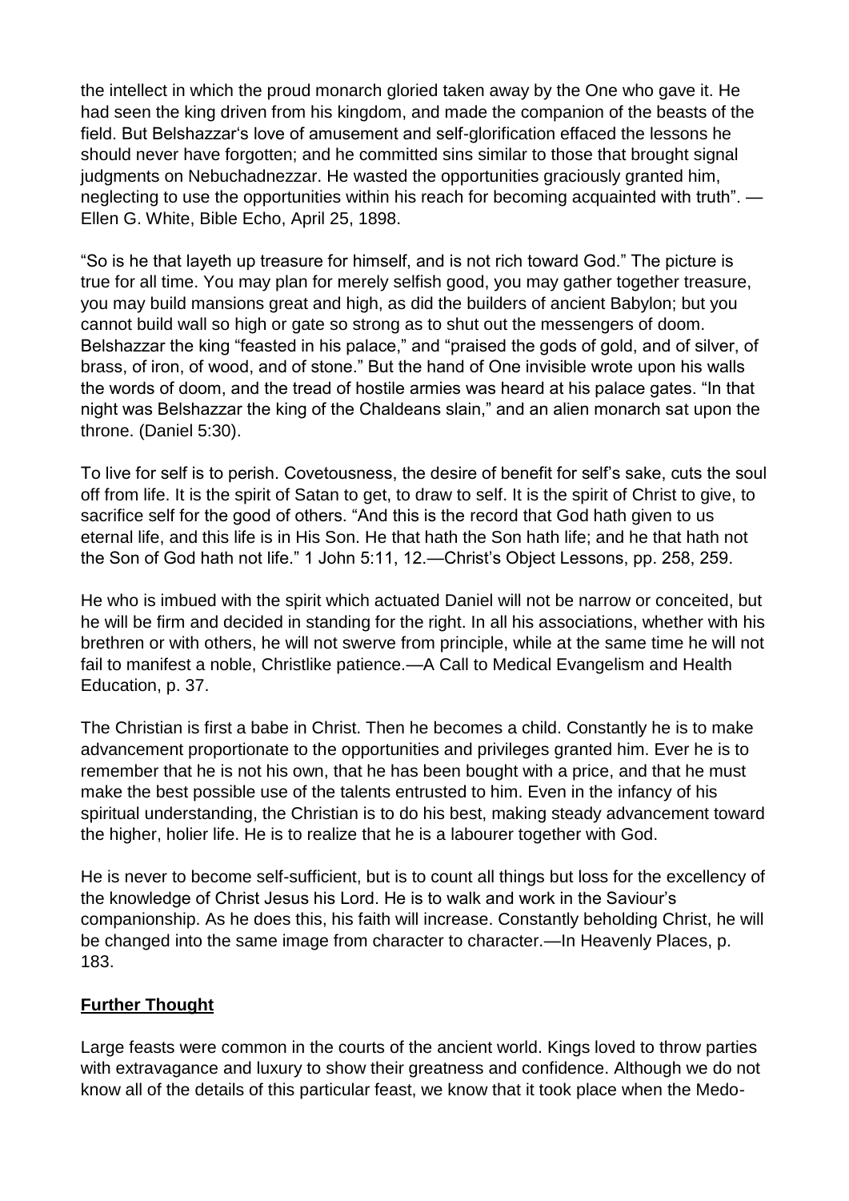the intellect in which the proud monarch gloried taken away by the One who gave it. He had seen the king driven from his kingdom, and made the companion of the beasts of the field. But Belshazzar's love of amusement and self-glorification effaced the lessons he should never have forgotten; and he committed sins similar to those that brought signal judgments on Nebuchadnezzar. He wasted the opportunities graciously granted him, neglecting to use the opportunities within his reach for becoming acquainted with truth". — Ellen G. White, Bible Echo, April 25, 1898.

"So is he that layeth up treasure for himself, and is not rich toward God." The picture is true for all time. You may plan for merely selfish good, you may gather together treasure, you may build mansions great and high, as did the builders of ancient Babylon; but you cannot build wall so high or gate so strong as to shut out the messengers of doom. Belshazzar the king "feasted in his palace," and "praised the gods of gold, and of silver, of brass, of iron, of wood, and of stone." But the hand of One invisible wrote upon his walls the words of doom, and the tread of hostile armies was heard at his palace gates. "In that night was Belshazzar the king of the Chaldeans slain," and an alien monarch sat upon the throne. (Daniel 5:30).

To live for self is to perish. Covetousness, the desire of benefit for self's sake, cuts the soul off from life. It is the spirit of Satan to get, to draw to self. It is the spirit of Christ to give, to sacrifice self for the good of others. "And this is the record that God hath given to us eternal life, and this life is in His Son. He that hath the Son hath life; and he that hath not the Son of God hath not life." 1 John 5:11, 12.—Christ's Object Lessons, pp. 258, 259.

He who is imbued with the spirit which actuated Daniel will not be narrow or conceited, but he will be firm and decided in standing for the right. In all his associations, whether with his brethren or with others, he will not swerve from principle, while at the same time he will not fail to manifest a noble, Christlike patience.—A Call to Medical Evangelism and Health Education, p. 37.

The Christian is first a babe in Christ. Then he becomes a child. Constantly he is to make advancement proportionate to the opportunities and privileges granted him. Ever he is to remember that he is not his own, that he has been bought with a price, and that he must make the best possible use of the talents entrusted to him. Even in the infancy of his spiritual understanding, the Christian is to do his best, making steady advancement toward the higher, holier life. He is to realize that he is a labourer together with God.

He is never to become self-sufficient, but is to count all things but loss for the excellency of the knowledge of Christ Jesus his Lord. He is to walk and work in the Saviour's companionship. As he does this, his faith will increase. Constantly beholding Christ, he will be changed into the same image from character to character.—In Heavenly Places, p. 183.

**Further Thought**

Large feasts were common in the courts of the ancient world. Kings loved to throw parties with extravagance and luxury to show their greatness and confidence. Although we do not know all of the details of this particular feast, we know that it took place when the Medo-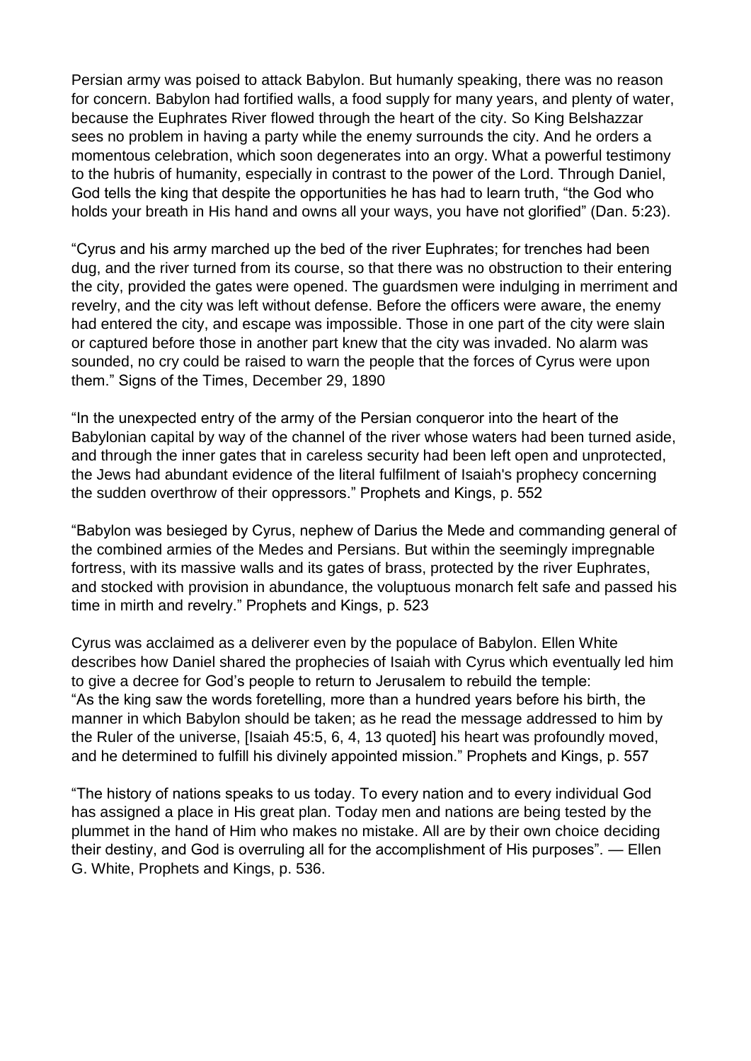Persian army was poised to attack Babylon. But humanly speaking, there was no reason for concern. Babylon had fortified walls, a food supply for many years, and plenty of water, because the Euphrates River flowed through the heart of the city. So King Belshazzar sees no problem in having a party while the enemy surrounds the city. And he orders a momentous celebration, which soon degenerates into an orgy. What a powerful testimony to the hubris of humanity, especially in contrast to the power of the Lord. Through Daniel, God tells the king that despite the opportunities he has had to learn truth, "the God who holds your breath in His hand and owns all your ways, you have not glorified" (Dan. 5:23).

"Cyrus and his army marched up the bed of the river Euphrates; for trenches had been dug, and the river turned from its course, so that there was no obstruction to their entering the city, provided the gates were opened. The guardsmen were indulging in merriment and revelry, and the city was left without defense. Before the officers were aware, the enemy had entered the city, and escape was impossible. Those in one part of the city were slain or captured before those in another part knew that the city was invaded. No alarm was sounded, no cry could be raised to warn the people that the forces of Cyrus were upon them." Signs of the Times, December 29, 1890

"In the unexpected entry of the army of the Persian conqueror into the heart of the Babylonian capital by way of the channel of the river whose waters had been turned aside, and through the inner gates that in careless security had been left open and unprotected, the Jews had abundant evidence of the literal fulfilment of Isaiah's prophecy concerning the sudden overthrow of their oppressors." Prophets and Kings, p. 552

"Babylon was besieged by Cyrus, nephew of Darius the Mede and commanding general of the combined armies of the Medes and Persians. But within the seemingly impregnable fortress, with its massive walls and its gates of brass, protected by the river Euphrates, and stocked with provision in abundance, the voluptuous monarch felt safe and passed his time in mirth and revelry." Prophets and Kings, p. 523

Cyrus was acclaimed as a deliverer even by the populace of Babylon. Ellen White describes how Daniel shared the prophecies of Isaiah with Cyrus which eventually led him to give a decree for God's people to return to Jerusalem to rebuild the temple:
"As the king saw the words foretelling, more than a hundred years before his birth, the manner in which Babylon should be taken; as he read the message addressed to him by the Ruler of the universe, [Isaiah 45:5, 6, 4, 13 quoted] his heart was profoundly moved, and he determined to fulfill his divinely appointed mission." Prophets and Kings, p. 557

"The history of nations speaks to us today. To every nation and to every individual God has assigned a place in His great plan. Today men and nations are being tested by the plummet in the hand of Him who makes no mistake. All are by their own choice deciding their destiny, and God is overruling all for the accomplishment of His purposes". — Ellen G. White, Prophets and Kings, p. 536.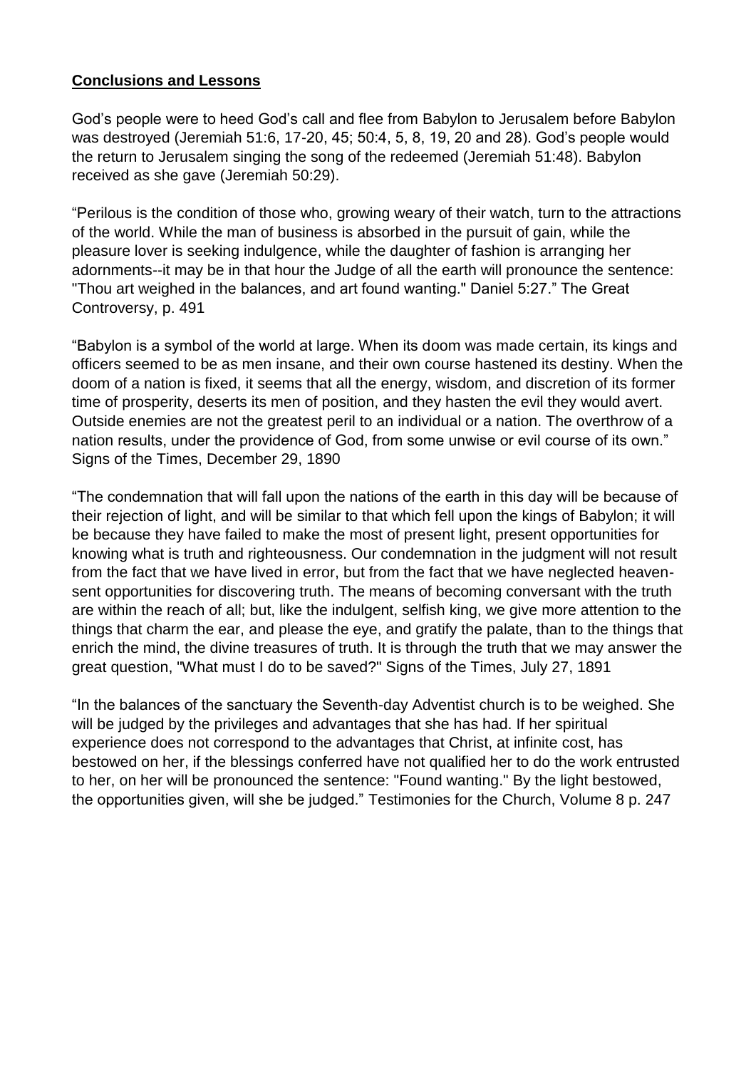**Conclusions and Lessons**

God's people were to heed God's call and flee from Babylon to Jerusalem before Babylon was destroyed (Jeremiah 51:6, 17-20, 45; 50:4, 5, 8, 19, 20 and 28). God's people would the return to Jerusalem singing the song of the redeemed (Jeremiah 51:48). Babylon received as she gave (Jeremiah 50:29).

"Perilous is the condition of those who, growing weary of their watch, turn to the attractions of the world. While the man of business is absorbed in the pursuit of gain, while the pleasure lover is seeking indulgence, while the daughter of fashion is arranging her adornments--it may be in that hour the Judge of all the earth will pronounce the sentence: "Thou art weighed in the balances, and art found wanting." Daniel 5:27." The Great Controversy, p. 491

"Babylon is a symbol of the world at large. When its doom was made certain, its kings and officers seemed to be as men insane, and their own course hastened its destiny. When the doom of a nation is fixed, it seems that all the energy, wisdom, and discretion of its former time of prosperity, deserts its men of position, and they hasten the evil they would avert. Outside enemies are not the greatest peril to an individual or a nation. The overthrow of a nation results, under the providence of God, from some unwise or evil course of its own." Signs of the Times, December 29, 1890

"The condemnation that will fall upon the nations of the earth in this day will be because of their rejection of light, and will be similar to that which fell upon the kings of Babylon; it will be because they have failed to make the most of present light, present opportunities for knowing what is truth and righteousness. Our condemnation in the judgment will not result from the fact that we have lived in error, but from the fact that we have neglected heaven-sent opportunities for discovering truth. The means of becoming conversant with the truth are within the reach of all; but, like the indulgent, selfish king, we give more attention to the things that charm the ear, and please the eye, and gratify the palate, than to the things that enrich the mind, the divine treasures of truth. It is through the truth that we may answer the great question, "What must I do to be saved?" Signs of the Times, July 27, 1891

"In the balances of the sanctuary the Seventh-day Adventist church is to be weighed. She will be judged by the privileges and advantages that she has had. If her spiritual experience does not correspond to the advantages that Christ, at infinite cost, has bestowed on her, if the blessings conferred have not qualified her to do the work entrusted to her, on her will be pronounced the sentence: "Found wanting." By the light bestowed, the opportunities given, will she be judged." Testimonies for the Church, Volume 8 p. 247